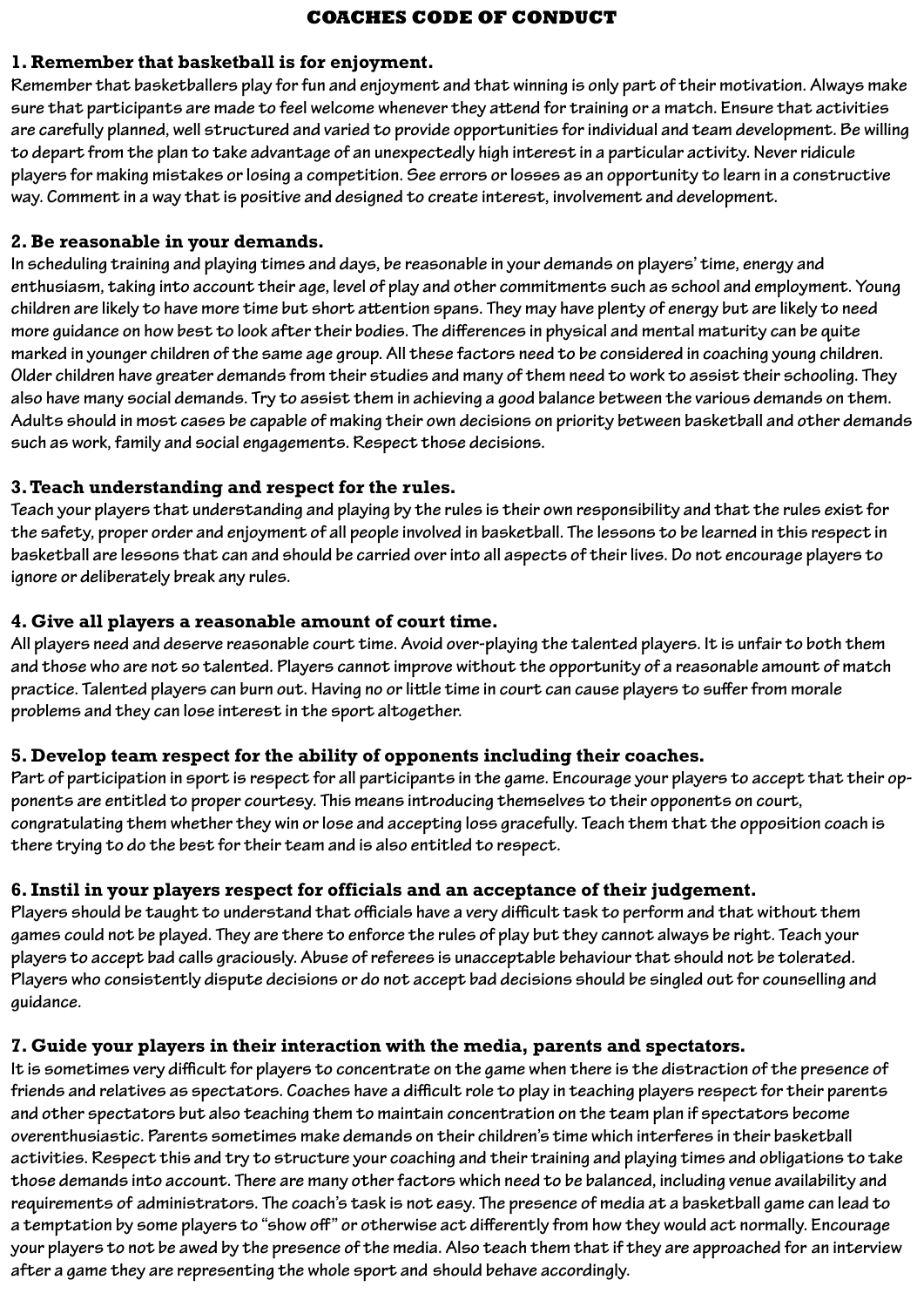# COACHES CODE OF CONDUCT

## 1. Remember that basketball is for enjoyment.

Remember that basketballers play for fun and enjoyment and that winning is only part of their motivation. Always make sure that participants are made to feel welcome whenever they attend for training or a match. Ensure that activities are carefully planned, well structured and varied to provide opportunities for individual and team development. Be willing to depart from the plan to take advantage of an unexpectedly high interest in a particular activity. Never ridicule players for making mistakes or losing a competition. See errors or losses as an opportunity to learn in a constructive way. Comment in a way that is positive and designed to create interest, involvement and development.

## 2. Be reasonable in your demands.

In scheduling training and playing times and days, be reasonable in your demands on players' time, energy and enthusiasm, taking into account their age, level of play and other commitments such as school and employment. Young children are likely to have more time but short attention spans. They may have plenty of energy but are likely to need more guidance on how best to look after their bodies. The differences in physical and mental maturity can be quite marked in younger children of the same age group. All these factors need to be considered in coaching young children. Older children have greater demands from their studies and many of them need to work to assist their schooling. They also have many social demands. Try to assist them in achieving a good balance between the various demands on them. Adults should in most cases be capable of making their own decisions on priority between basketball and other demands such as work, family and social engagements. Respect those decisions.

## 3. Teach understanding and respect for the rules.

Teach your players that understanding and playing by the rules is their own responsibility and that the rules exist for the safety, proper order and enjoyment of all people involved in basketball. The lessons to be learned in this respect in basketball are lessons that can and should be carried over into all aspects of their lives. Do not encourage players to ignore or deliberately break any rules.

## 4. Give all players a reasonable amount of court time.

All players need and deserve reasonable court time. Avoid over-playing the talented players. It is unfair to both them and those who are not so talented. Players cannot improve without the opportunity of a reasonable amount of match practice. Talented players can burn out. Having no or little time in court can cause players to suffer from morale problems and they can lose interest in the sport altogether.

## 5. Develop team respect for the ability of opponents including their coaches.

Part of participation in sport is respect for all participants in the game. Encourage your players to accept that their opponents are entitled to proper courtesy. This means introducing themselves to their opponents on court, congratulating them whether they win or lose and accepting loss gracefully. Teach them that the opposition coach is there trying to do the best for their team and is also entitled to respect.

## 6. Instil in your players respect for officials and an acceptance of their judgement.

Players should be taught to understand that officials have a very difficult task to perform and that without them games could not be played. They are there to enforce the rules of play but they cannot always be right. Teach your players to accept bad calls graciously. Abuse of referees is unacceptable behaviour that should not be tolerated. Players who consistently dispute decisions or do not accept bad decisions should be singled out for counselling and guidance.

## 7. Guide your players in their interaction with the media, parents and spectators.

It is sometimes very difficult for players to concentrate on the game when there is the distraction of the presence of friends and relatives as spectators. Coaches have a difficult role to play in teaching players respect for their parents and other spectators but also teaching them to maintain concentration on the team plan if spectators become overenthusiastic. Parents sometimes make demands on their children's time which interferes in their basketball activities. Respect this and try to structure your coaching and their training and playing times and obligations to take those demands into account. There are many other factors which need to be balanced, including venue availability and requirements of administrators. The coach's task is not easy. The presence of media at a basketball game can lead to a temptation by some players to "show off" or otherwise act differently from how they would act normally. Encourage your players to not be awed by the presence of the media. Also teach them that if they are approached for an interview after a game they are representing the whole sport and should behave accordingly.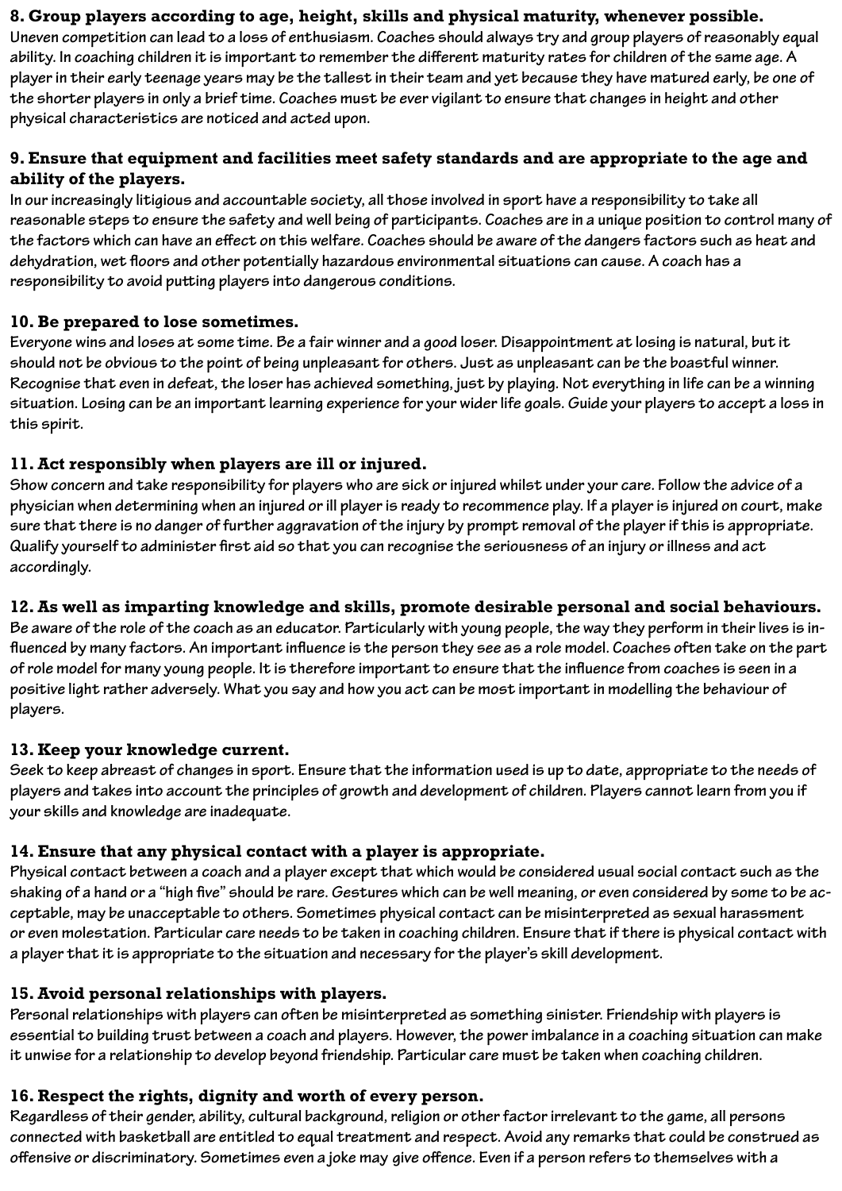### 8. Group players according to age, height, skills and physical maturity, whenever possible.

Uneven competition can lead to a loss of enthusiasm. Coaches should always try and group players of reasonably equal ability. In coaching children it is important to remember the different maturity rates for children of the same age. A player in their early teenage years may be the tallest in their team and yet because they have matured early, be one of the shorter players in only a brief time. Coaches must be ever vigilant to ensure that changes in height and other physical characteristics are noticed and acted upon.

### 9. Ensure that equipment and facilities meet safety standards and are appropriate to the age and ability of the players.

In our increasingly litigious and accountable society, all those involved in sport have a responsibility to take all reasonable steps to ensure the safety and well being of participants. Coaches are in a unique position to control many of the factors which can have an effect on this welfare. Coaches should be aware of the dangers factors such as heat and dehydration, wet floors and other potentially hazardous environmental situations can cause. A coach has a responsibility to avoid putting players into dangerous conditions.

### 10. Be prepared to lose sometimes.

Everyone wins and loses at some time. Be a fair winner and a good loser. Disappointment at losing is natural, but it should not be obvious to the point of being unpleasant for others. Just as unpleasant can be the boastful winner. Recognise that even in defeat, the loser has achieved something, just by playing. Not everything in life can be a winning situation. Losing can be an important learning experience for your wider life goals. Guide your players to accept a loss in this spirit.

### 11. Act responsibly when players are ill or injured.

Show concern and take responsibility for players who are sick or injured whilst under your care. Follow the advice of a physician when determining when an injured or ill player is ready to recommence play. If a player is injured on court, make sure that there is no danger of further aggravation of the injury by prompt removal of the player if this is appropriate. Qualify yourself to administer first aid so that you can recognise the seriousness of an injury or illness and act accordingly.

### 12. As well as imparting knowledge and skills, promote desirable personal and social behaviours.

Be aware of the role of the coach as an educator. Particularly with young people, the way they perform in their lives is influenced by many factors. An important influence is the person they see as a role model. Coaches often take on the part of role model for many young people. It is therefore important to ensure that the influence from coaches is seen in a positive light rather adversely. What you say and how you act can be most important in modelling the behaviour of players.

### 13. Keep your knowledge current.

Seek to keep abreast of changes in sport. Ensure that the information used is up to date, appropriate to the needs of players and takes into account the principles of growth and development of children. Players cannot learn from you if your skills and knowledge are inadequate.

### 14. Ensure that any physical contact with a player is appropriate.

Physical contact between a coach and a player except that which would be considered usual social contact such as the shaking of a hand or a "high five" should be rare. Gestures which can be well meaning, or even considered by some to be acceptable, may be unacceptable to others. Sometimes physical contact can be misinterpreted as sexual harassment or even molestation. Particular care needs to be taken in coaching children. Ensure that if there is physical contact with a player that it is appropriate to the situation and necessary for the player's skill development.

### 15. Avoid personal relationships with players.

Personal relationships with players can often be misinterpreted as something sinister. Friendship with players is essential to building trust between a coach and players. However, the power imbalance in a coaching situation can make it unwise for a relationship to develop beyond friendship. Particular care must be taken when coaching children.

### 16. Respect the rights, dignity and worth of every person.

Regardless of their gender, ability, cultural background, religion or other factor irrelevant to the game, all persons connected with basketball are entitled to equal treatment and respect. Avoid any remarks that could be construed as offensive or discriminatory. Sometimes even a joke may give offence. Even if a person refers to themselves with a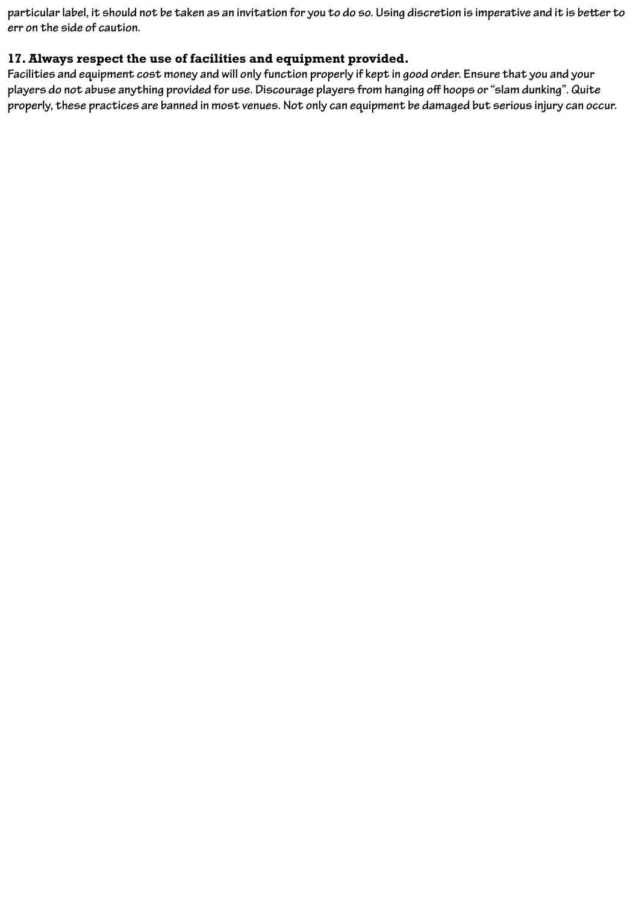particular label, it should not be taken as an invitation for you to do so. Using discretion is imperative and it is better to err on the side of caution.

### 17. Always respect the use of facilities and equipment provided.

Facilities and equipment cost money and will only function properly if kept in good order. Ensure that you and your players do not abuse anything provided for use. Discourage players from hanging off hoops or “slam dunking”. Quite properly, these practices are banned in most venues. Not only can equipment be damaged but serious injury can occur.